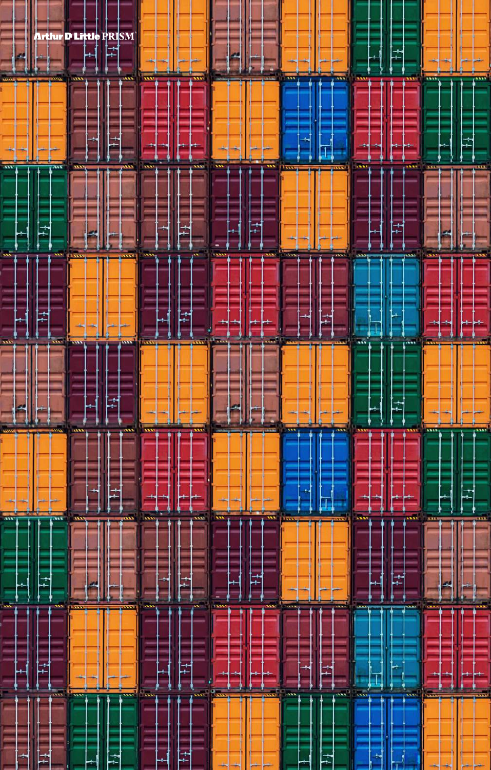Arthur D Little PRISM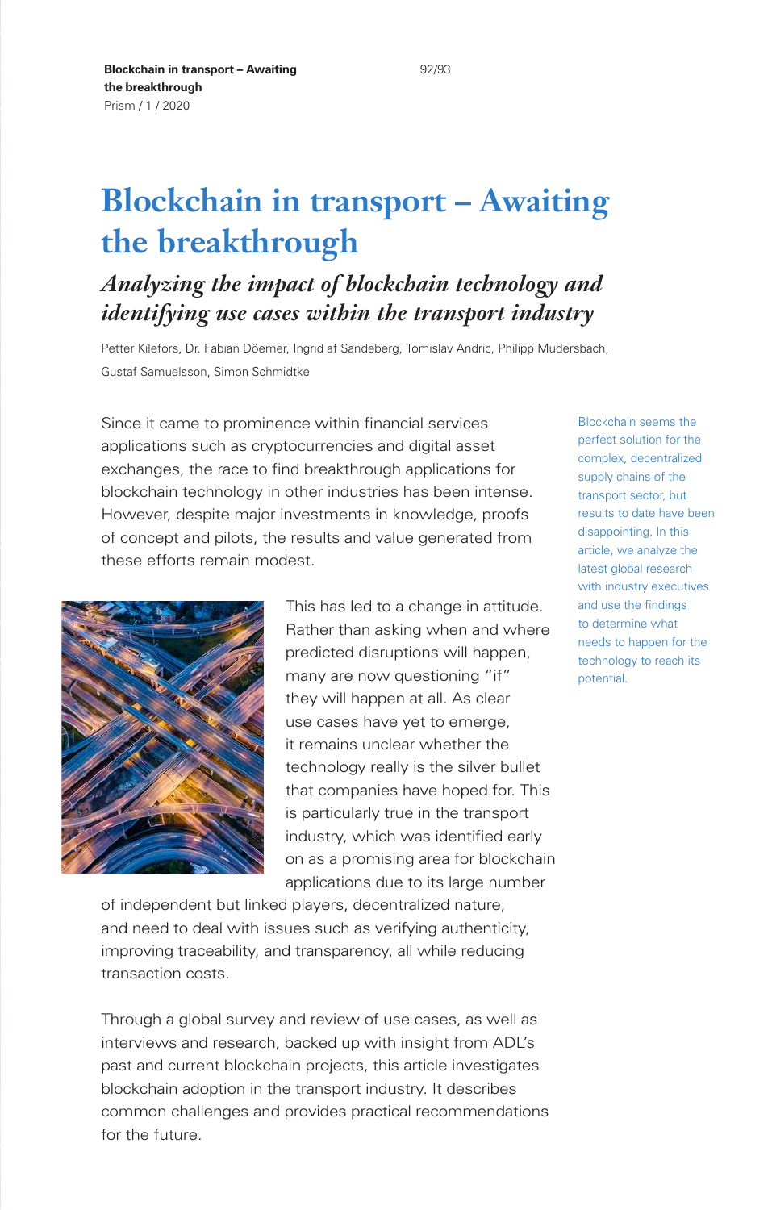# Blockchain in transport – Awaiting the breakthrough

## *Analyzing the impact of blockchain technology and identifying use cases within the transport industry*

Petter Kilefors, Dr. Fabian Döemer, Ingrid af Sandeberg, Tomislav Andric, Philipp Mudersbach, Gustaf Samuelsson, Simon Schmidtke

Blockchain seems the perfect solution for the complex, decentralized supply chains of the transport sector, but results to date have been disappointing. In this article, we analyze the latest global research with industry executives and use the findings to determine what needs to happen for the technology to reach its potential.

Since it came to prominence within financial services applications such as cryptocurrencies and digital asset exchanges, the race to find breakthrough applications for blockchain technology in other industries has been intense. However, despite major investments in knowledge, proofs of concept and pilots, the results and value generated from these efforts remain modest.

This has led to a change in attitude. Rather than asking when and where predicted disruptions will happen, many are now questioning "if" they will happen at all. As clear use cases have yet to emerge, it remains unclear whether the technology really is the silver bullet that companies have hoped for. This is particularly true in the transport industry, which was identified early on as a promising area for blockchain applications due to its large number of independent but linked players, decentralized nature, and need to deal with issues such as verifying authenticity, improving traceability, and transparency, all while reducing transaction costs.

Through a global survey and review of use cases, as well as interviews and research, backed up with insight from ADL's past and current blockchain projects, this article investigates blockchain adoption in the transport industry. It describes common challenges and provides practical recommendations for the future.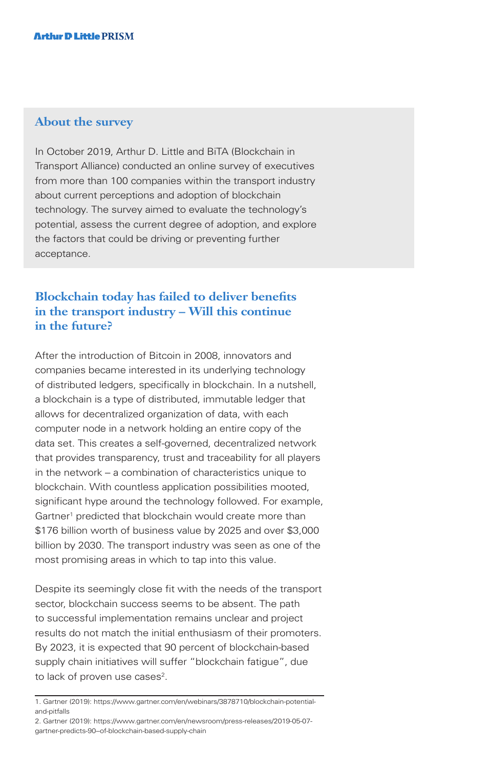## About the survey

In October 2019, Arthur D. Little and BiTA (Blockchain in Transport Alliance) conducted an online survey of executives from more than 100 companies within the transport industry about current perceptions and adoption of blockchain technology. The survey aimed to evaluate the technology's potential, assess the current degree of adoption, and explore the factors that could be driving or preventing further acceptance.

## Blockchain today has failed to deliver benefits in the transport industry – Will this continue in the future?

After the introduction of Bitcoin in 2008, innovators and companies became interested in its underlying technology of distributed ledgers, specifically in blockchain. In a nutshell, a blockchain is a type of distributed, immutable ledger that allows for decentralized organization of data, with each computer node in a network holding an entire copy of the data set. This creates a self-governed, decentralized network that provides transparency, trust and traceability for all players in the network – a combination of characteristics unique to blockchain. With countless application possibilities mooted, significant hype around the technology followed. For example, Gartner[1] predicted that blockchain would create more than $176 billion worth of business value by 2025 and over $3,000 billion by 2030. The transport industry was seen as one of the most promising areas in which to tap into this value.

Despite its seemingly close fit with the needs of the transport sector, blockchain success seems to be absent. The path to successful implementation remains unclear and project results do not match the initial enthusiasm of their promoters. By 2023, it is expected that 90 percent of blockchain-based supply chain initiatives will suffer "blockchain fatigue", due to lack of proven use cases[2].

---

1. Gartner (2019): https://www.gartner.com/en/webinars/3878710/blockchain-potential-and-pitfalls
2. Gartner (2019): https://www.gartner.com/en/newsroom/press-releases/2019-05-07-gartner-predicts-90--of-blockchain-based-supply-chain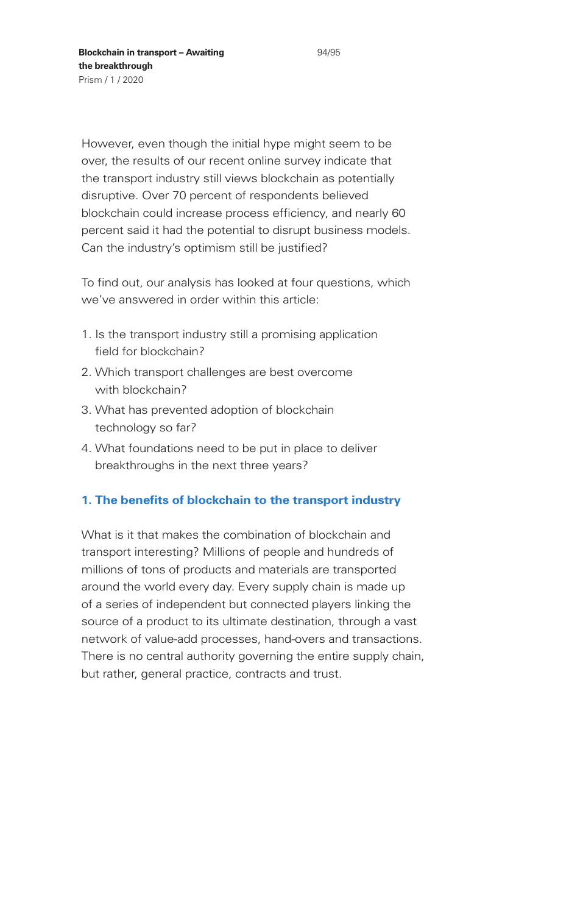However, even though the initial hype might seem to be over, the results of our recent online survey indicate that the transport industry still views blockchain as potentially disruptive. Over 70 percent of respondents believed blockchain could increase process efficiency, and nearly 60 percent said it had the potential to disrupt business models. Can the industry's optimism still be justified?

To find out, our analysis has looked at four questions, which we've answered in order within this article:

1. Is the transport industry still a promising application field for blockchain?
2. Which transport challenges are best overcome with blockchain?
3. What has prevented adoption of blockchain technology so far?
4. What foundations need to be put in place to deliver breakthroughs in the next three years?

## 1. The benefits of blockchain to the transport industry

What is it that makes the combination of blockchain and transport interesting? Millions of people and hundreds of millions of tons of products and materials are transported around the world every day. Every supply chain is made up of a series of independent but connected players linking the source of a product to its ultimate destination, through a vast network of value-add processes, hand-overs and transactions. There is no central authority governing the entire supply chain, but rather, general practice, contracts and trust.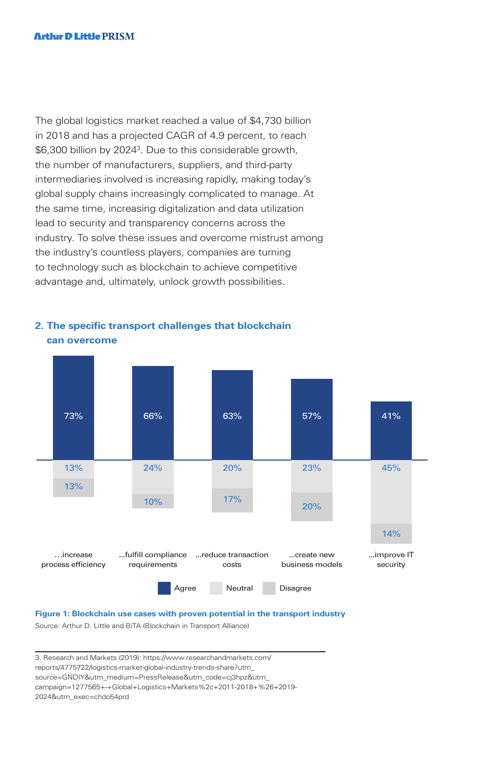The global logistics market reached a value of $4,730 billion in 2018 and has a projected CAGR of 4.9 percent, to reach $6,300 billion by 2024[3]. Due to this considerable growth, the number of manufacturers, suppliers, and third-party intermediaries involved is increasing rapidly, making today's global supply chains increasingly complicated to manage. At the same time, increasing digitalization and data utilization lead to security and transparency concerns across the industry. To solve these issues and overcome mistrust among the industry's countless players, companies are turning to technology such as blockchain to achieve competitive advantage and, ultimately, unlock growth possibilities.

**2. The specific transport challenges that blockchain can overcome**

| | Agree | Neutral | Disagree |
|---|---|---|---|
| ...increase process efficiency | 73% | 13% | 13% |
| ...fulfill compliance requirements | 66% | 24% | 10% |
| ...reduce transaction costs | 63% | 20% | 17% |
| ...create new business models | 57% | 23% | 20% |
| ...improve IT security | 41% | 45% | 14% |

**Figure 1: Blockchain use cases with proven potential in the transport industry**

Source: Arthur D. Little and BiTA (Blockchain in Transport Alliance)

3. Research and Markets (2019): https://www.researchandmarkets.com/reports/4775722/logistics-market-global-industry-trends-share?utm_source=GNDIY&utm_medium=PressRelease&utm_code=cj3hpz&utm_campaign=1277565+-+Global+Logistics+Markets%2c+2011-2018+%26+2019-2024&utm_exec=chdo54prd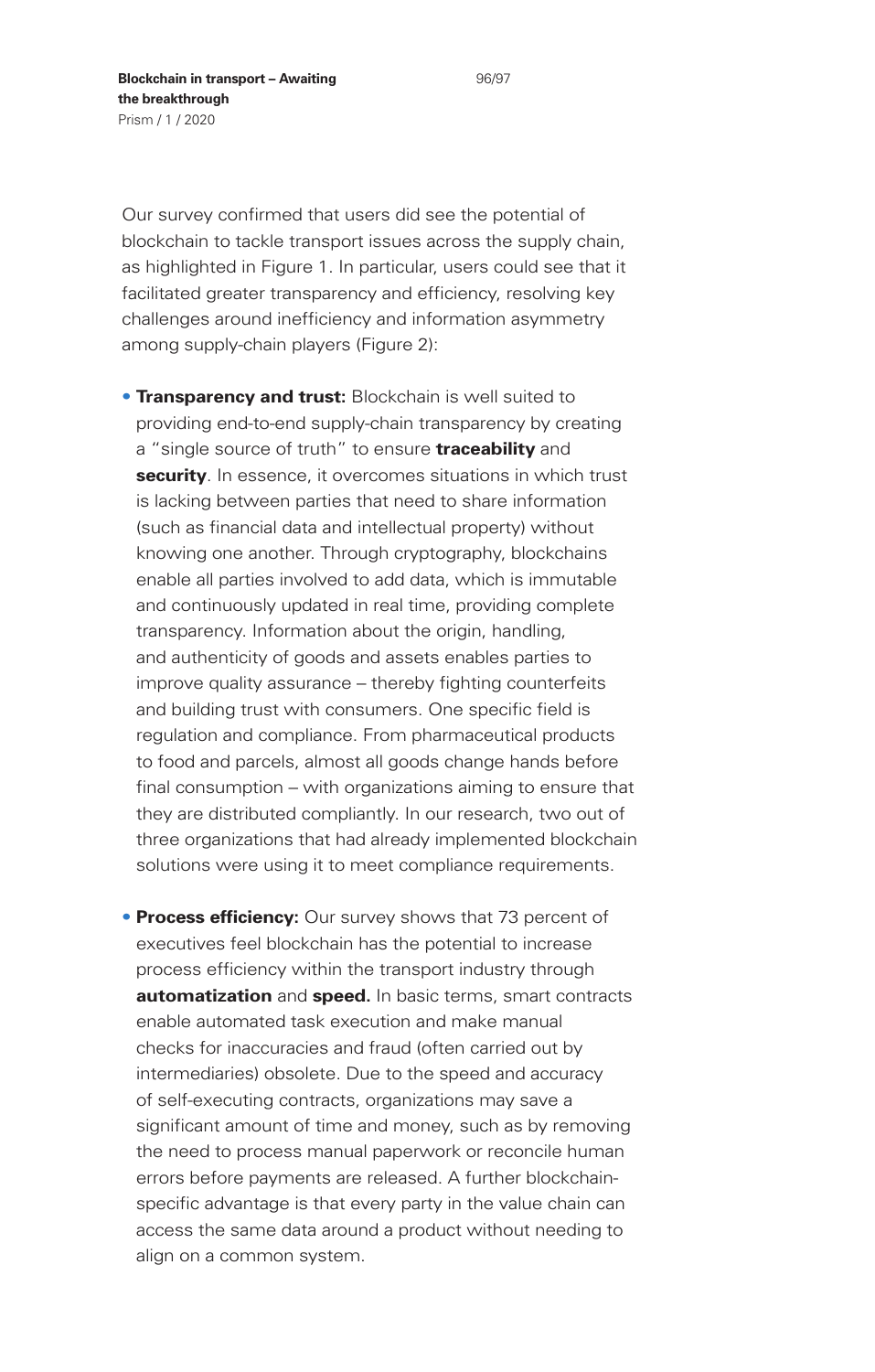Our survey confirmed that users did see the potential of blockchain to tackle transport issues across the supply chain, as highlighted in Figure 1. In particular, users could see that it facilitated greater transparency and efficiency, resolving key challenges around inefficiency and information asymmetry among supply-chain players (Figure 2):

- **Transparency and trust:** Blockchain is well suited to providing end-to-end supply-chain transparency by creating a "single source of truth" to ensure **traceability** and **security**. In essence, it overcomes situations in which trust is lacking between parties that need to share information (such as financial data and intellectual property) without knowing one another. Through cryptography, blockchains enable all parties involved to add data, which is immutable and continuously updated in real time, providing complete transparency. Information about the origin, handling, and authenticity of goods and assets enables parties to improve quality assurance – thereby fighting counterfeits and building trust with consumers. One specific field is regulation and compliance. From pharmaceutical products to food and parcels, almost all goods change hands before final consumption – with organizations aiming to ensure that they are distributed compliantly. In our research, two out of three organizations that had already implemented blockchain solutions were using it to meet compliance requirements.

- **Process efficiency:** Our survey shows that 73 percent of executives feel blockchain has the potential to increase process efficiency within the transport industry through **automatization** and **speed.** In basic terms, smart contracts enable automated task execution and make manual checks for inaccuracies and fraud (often carried out by intermediaries) obsolete. Due to the speed and accuracy of self-executing contracts, organizations may save a significant amount of time and money, such as by removing the need to process manual paperwork or reconcile human errors before payments are released. A further blockchain-specific advantage is that every party in the value chain can access the same data around a product without needing to align on a common system.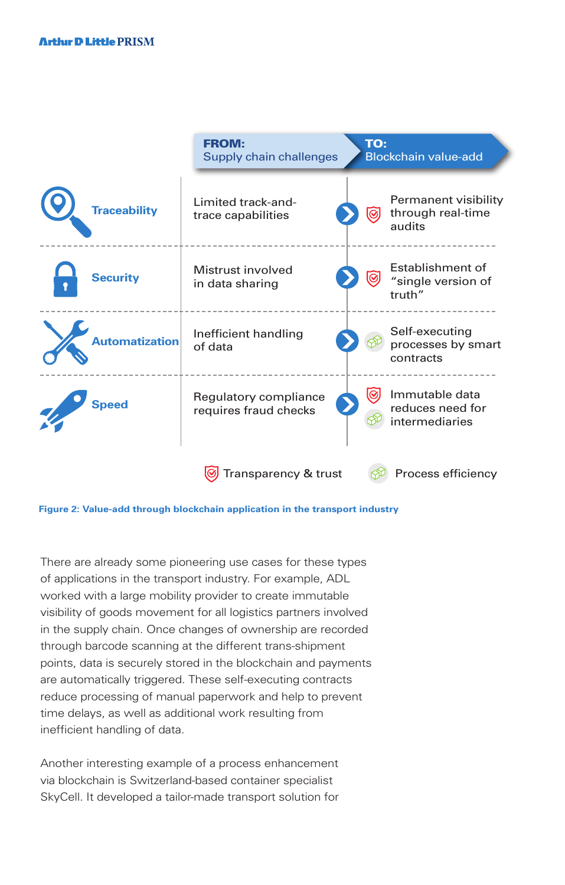| | FROM: Supply chain challenges | TO: Blockchain value-add |
|---|---|---|
| **Traceability** | Limited track-and-trace capabilities | Permanent visibility through real-time audits |
| **Security** | Mistrust involved in data sharing | Establishment of "single version of truth" |
| **Automatization** | Inefficient handling of data | Self-executing processes by smart contracts |
| **Speed** | Regulatory compliance requires fraud checks | Immutable data reduces need for intermediaries |

Transparency & trust    Process efficiency

**Figure 2: Value-add through blockchain application in the transport industry**

There are already some pioneering use cases for these types of applications in the transport industry. For example, ADL worked with a large mobility provider to create immutable visibility of goods movement for all logistics partners involved in the supply chain. Once changes of ownership are recorded through barcode scanning at the different trans-shipment points, data is securely stored in the blockchain and payments are automatically triggered. These self-executing contracts reduce processing of manual paperwork and help to prevent time delays, as well as additional work resulting from inefficient handling of data.

Another interesting example of a process enhancement via blockchain is Switzerland-based container specialist SkyCell. It developed a tailor-made transport solution for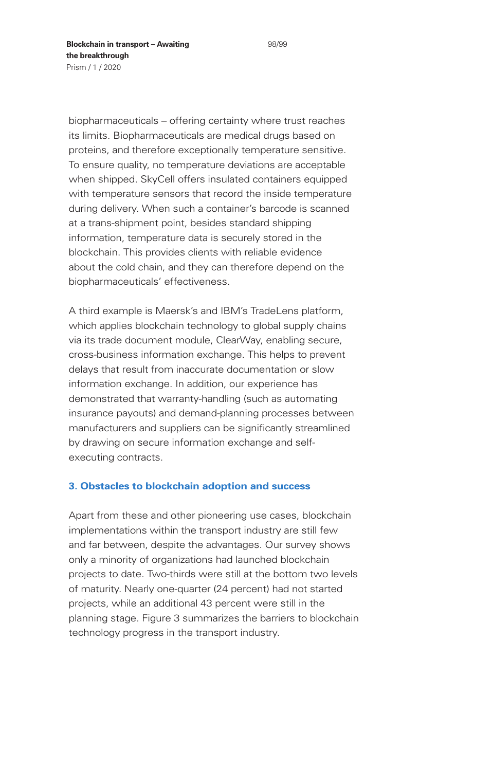biopharmaceuticals – offering certainty where trust reaches its limits. Biopharmaceuticals are medical drugs based on proteins, and therefore exceptionally temperature sensitive. To ensure quality, no temperature deviations are acceptable when shipped. SkyCell offers insulated containers equipped with temperature sensors that record the inside temperature during delivery. When such a container's barcode is scanned at a trans-shipment point, besides standard shipping information, temperature data is securely stored in the blockchain. This provides clients with reliable evidence about the cold chain, and they can therefore depend on the biopharmaceuticals' effectiveness.

A third example is Maersk's and IBM's TradeLens platform, which applies blockchain technology to global supply chains via its trade document module, ClearWay, enabling secure, cross-business information exchange. This helps to prevent delays that result from inaccurate documentation or slow information exchange. In addition, our experience has demonstrated that warranty-handling (such as automating insurance payouts) and demand-planning processes between manufacturers and suppliers can be significantly streamlined by drawing on secure information exchange and self-executing contracts.

## 3. Obstacles to blockchain adoption and success

Apart from these and other pioneering use cases, blockchain implementations within the transport industry are still few and far between, despite the advantages. Our survey shows only a minority of organizations had launched blockchain projects to date. Two-thirds were still at the bottom two levels of maturity. Nearly one-quarter (24 percent) had not started projects, while an additional 43 percent were still in the planning stage. Figure 3 summarizes the barriers to blockchain technology progress in the transport industry.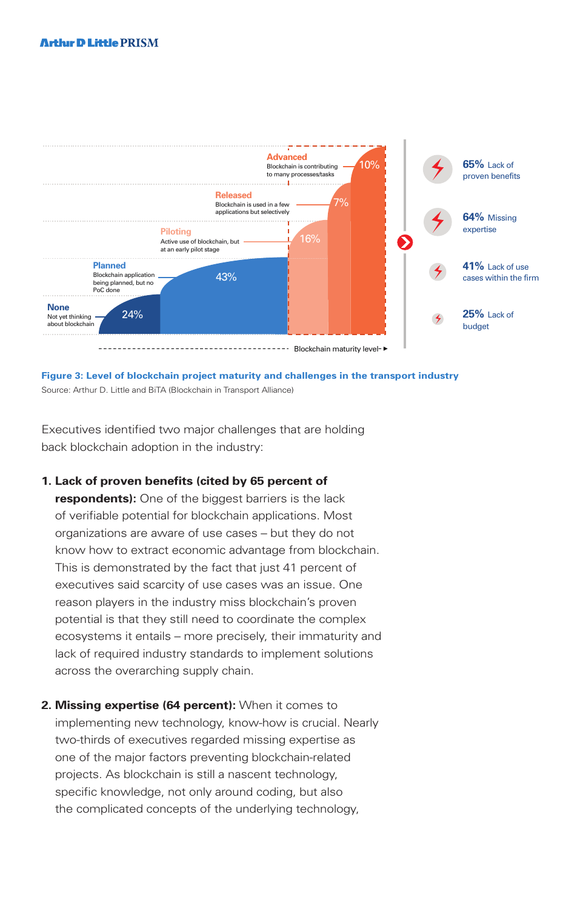| Blockchain maturity level | Description | Share |
| --- | --- | --- |
| None | Not yet thinking about blockchain | 24% |
| Planned | Blockchain application being planned, but no PoC done | 43% |
| Piloting | Active use of blockchain, but at an early pilot stage | 16% |
| Released | Blockchain is used in a few applications but selectively | 7% |
| Advanced | Blockchain is contributing to many processes/tasks | 10% |

| Challenge | Share |
| --- | --- |
| Lack of proven benefits | 65% |
| Missing expertise | 64% |
| Lack of use cases within the firm | 41% |
| Lack of budget | 25% |

**Figure 3: Level of blockchain project maturity and challenges in the transport industry**

Source: Arthur D. Little and BiTA (Blockchain in Transport Alliance)

Executives identified two major challenges that are holding back blockchain adoption in the industry:

1. **Lack of proven benefits (cited by 65 percent of respondents):** One of the biggest barriers is the lack of verifiable potential for blockchain applications. Most organizations are aware of use cases – but they do not know how to extract economic advantage from blockchain. This is demonstrated by the fact that just 41 percent of executives said scarcity of use cases was an issue. One reason players in the industry miss blockchain's proven potential is that they still need to coordinate the complex ecosystems it entails – more precisely, their immaturity and lack of required industry standards to implement solutions across the overarching supply chain.

2. **Missing expertise (64 percent):** When it comes to implementing new technology, know-how is crucial. Nearly two-thirds of executives regarded missing expertise as one of the major factors preventing blockchain-related projects. As blockchain is still a nascent technology, specific knowledge, not only around coding, but also the complicated concepts of the underlying technology,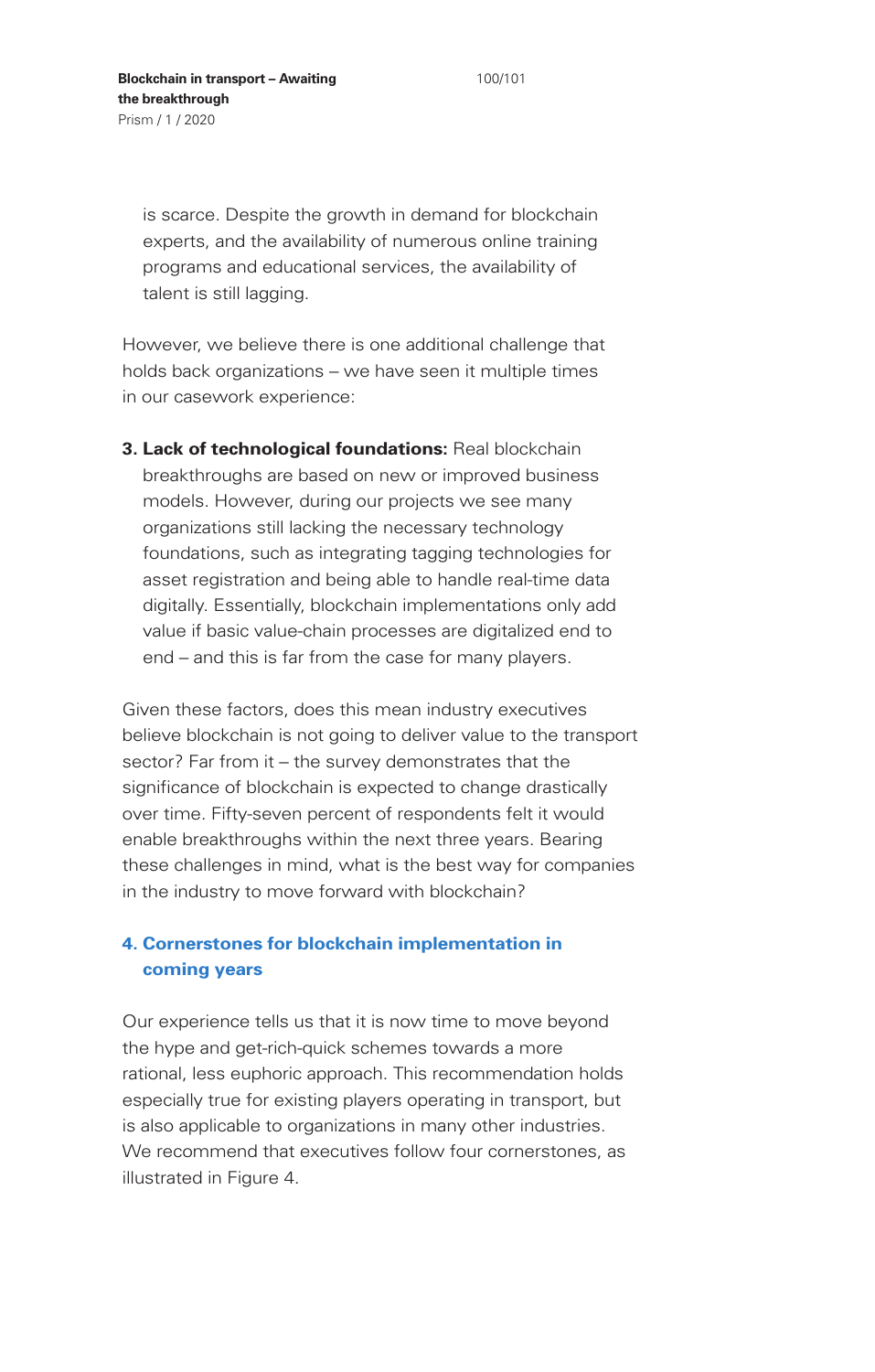is scarce. Despite the growth in demand for blockchain experts, and the availability of numerous online training programs and educational services, the availability of talent is still lagging.

However, we believe there is one additional challenge that holds back organizations – we have seen it multiple times in our casework experience:

3. **Lack of technological foundations:** Real blockchain breakthroughs are based on new or improved business models. However, during our projects we see many organizations still lacking the necessary technology foundations, such as integrating tagging technologies for asset registration and being able to handle real-time data digitally. Essentially, blockchain implementations only add value if basic value-chain processes are digitalized end to end – and this is far from the case for many players.

Given these factors, does this mean industry executives believe blockchain is not going to deliver value to the transport sector? Far from it – the survey demonstrates that the significance of blockchain is expected to change drastically over time. Fifty-seven percent of respondents felt it would enable breakthroughs within the next three years. Bearing these challenges in mind, what is the best way for companies in the industry to move forward with blockchain?

## 4. Cornerstones for blockchain implementation in coming years

Our experience tells us that it is now time to move beyond the hype and get-rich-quick schemes towards a more rational, less euphoric approach. This recommendation holds especially true for existing players operating in transport, but is also applicable to organizations in many other industries. We recommend that executives follow four cornerstones, as illustrated in Figure 4.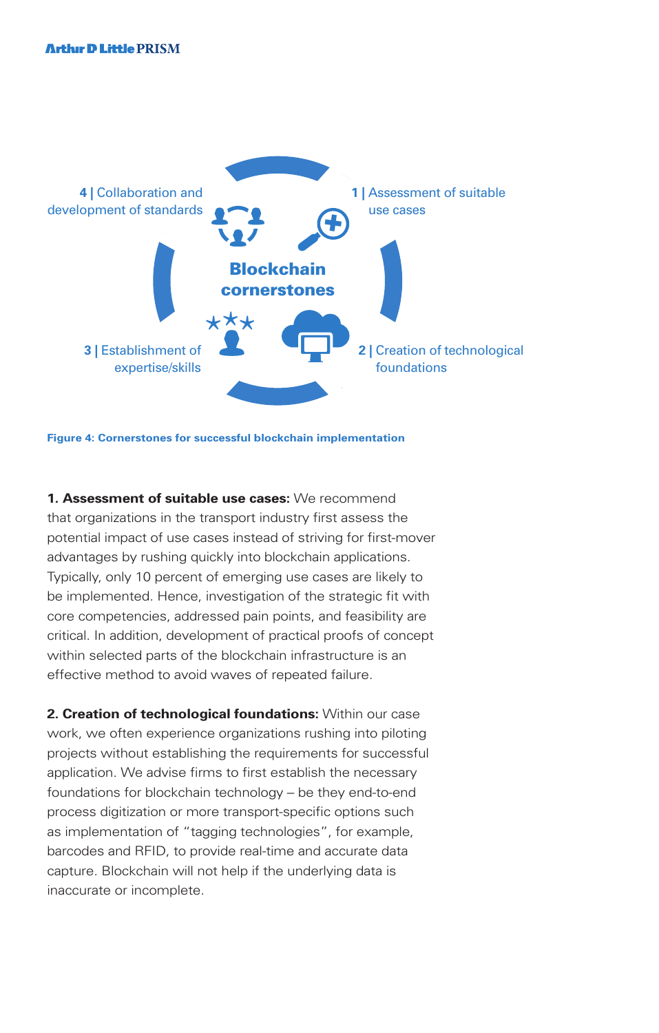4 | Collaboration and development of standards

1 | Assessment of suitable use cases

**Blockchain cornerstones**

3 | Establishment of expertise/skills

2 | Creation of technological foundations

**Figure 4: Cornerstones for successful blockchain implementation**

**1. Assessment of suitable use cases:** We recommend that organizations in the transport industry first assess the potential impact of use cases instead of striving for first-mover advantages by rushing quickly into blockchain applications. Typically, only 10 percent of emerging use cases are likely to be implemented. Hence, investigation of the strategic fit with core competencies, addressed pain points, and feasibility are critical. In addition, development of practical proofs of concept within selected parts of the blockchain infrastructure is an effective method to avoid waves of repeated failure.

**2. Creation of technological foundations:** Within our case work, we often experience organizations rushing into piloting projects without establishing the requirements for successful application. We advise firms to first establish the necessary foundations for blockchain technology – be they end-to-end process digitization or more transport-specific options such as implementation of "tagging technologies", for example, barcodes and RFID, to provide real-time and accurate data capture. Blockchain will not help if the underlying data is inaccurate or incomplete.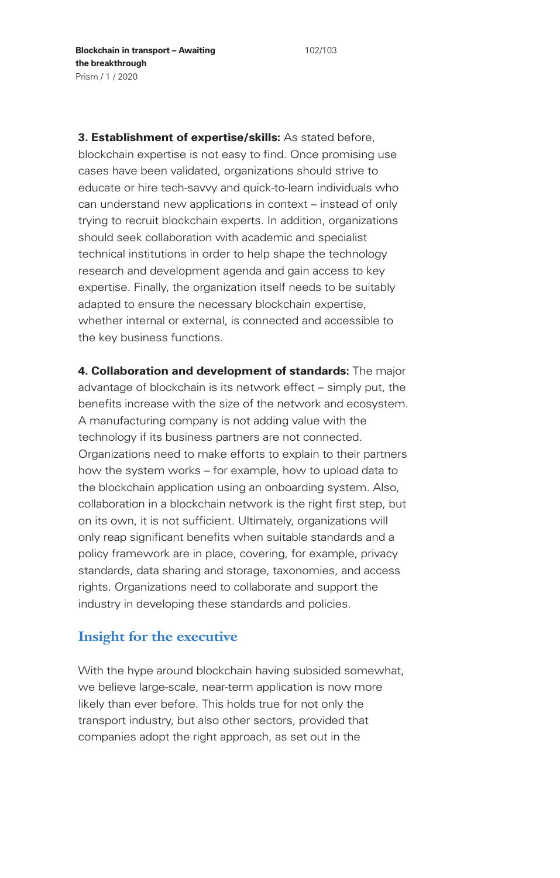**3. Establishment of expertise/skills:** As stated before, blockchain expertise is not easy to find. Once promising use cases have been validated, organizations should strive to educate or hire tech-savvy and quick-to-learn individuals who can understand new applications in context – instead of only trying to recruit blockchain experts. In addition, organizations should seek collaboration with academic and specialist technical institutions in order to help shape the technology research and development agenda and gain access to key expertise. Finally, the organization itself needs to be suitably adapted to ensure the necessary blockchain expertise, whether internal or external, is connected and accessible to the key business functions.

**4. Collaboration and development of standards:** The major advantage of blockchain is its network effect – simply put, the benefits increase with the size of the network and ecosystem. A manufacturing company is not adding value with the technology if its business partners are not connected. Organizations need to make efforts to explain to their partners how the system works – for example, how to upload data to the blockchain application using an onboarding system. Also, collaboration in a blockchain network is the right first step, but on its own, it is not sufficient. Ultimately, organizations will only reap significant benefits when suitable standards and a policy framework are in place, covering, for example, privacy standards, data sharing and storage, taxonomies, and access rights. Organizations need to collaborate and support the industry in developing these standards and policies.

## Insight for the executive

With the hype around blockchain having subsided somewhat, we believe large-scale, near-term application is now more likely than ever before. This holds true for not only the transport industry, but also other sectors, provided that companies adopt the right approach, as set out in the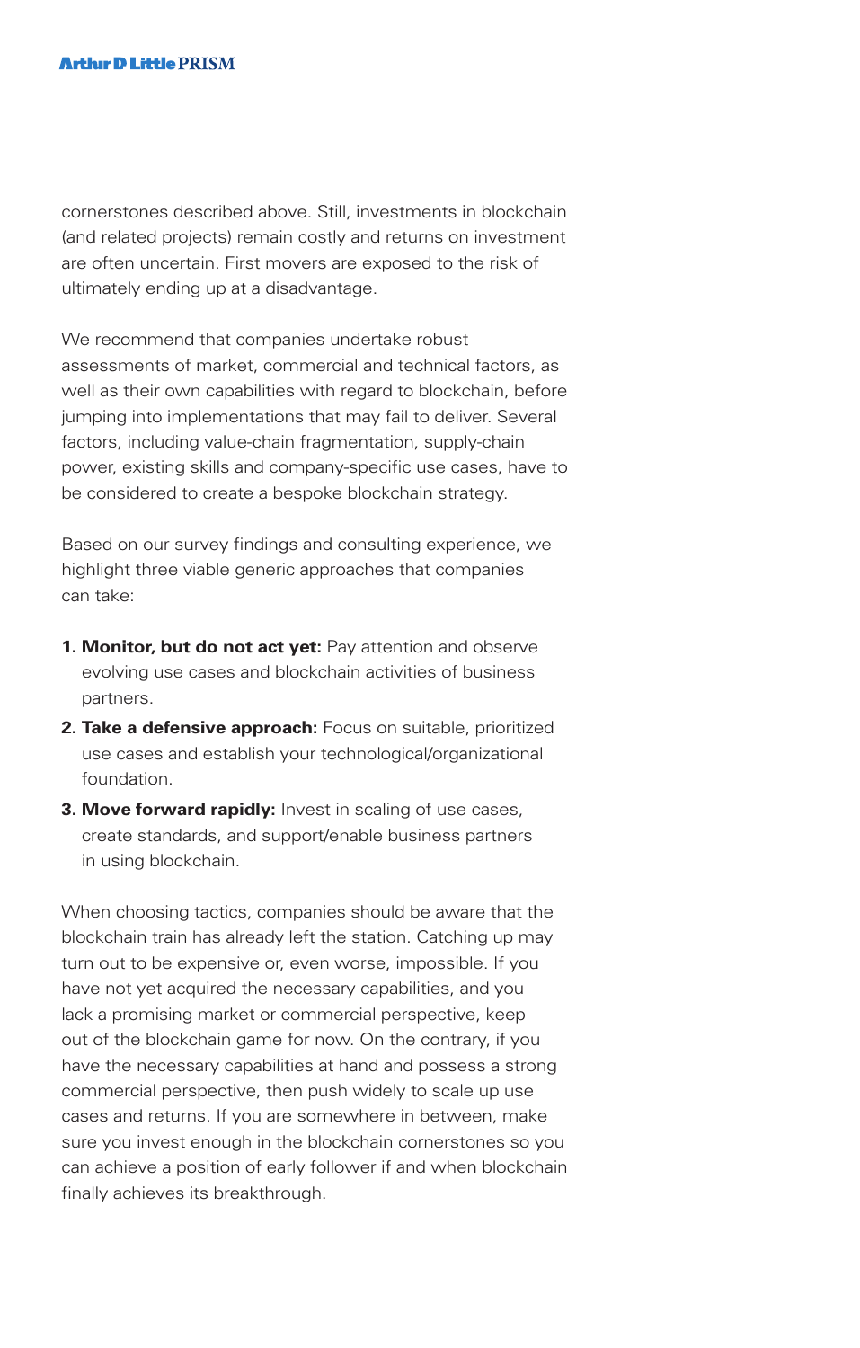cornerstones described above. Still, investments in blockchain (and related projects) remain costly and returns on investment are often uncertain. First movers are exposed to the risk of ultimately ending up at a disadvantage.

We recommend that companies undertake robust assessments of market, commercial and technical factors, as well as their own capabilities with regard to blockchain, before jumping into implementations that may fail to deliver. Several factors, including value-chain fragmentation, supply-chain power, existing skills and company-specific use cases, have to be considered to create a bespoke blockchain strategy.

Based on our survey findings and consulting experience, we highlight three viable generic approaches that companies can take:

1. **Monitor, but do not act yet:** Pay attention and observe evolving use cases and blockchain activities of business partners.
2. **Take a defensive approach:** Focus on suitable, prioritized use cases and establish your technological/organizational foundation.
3. **Move forward rapidly:** Invest in scaling of use cases, create standards, and support/enable business partners in using blockchain.

When choosing tactics, companies should be aware that the blockchain train has already left the station. Catching up may turn out to be expensive or, even worse, impossible. If you have not yet acquired the necessary capabilities, and you lack a promising market or commercial perspective, keep out of the blockchain game for now. On the contrary, if you have the necessary capabilities at hand and possess a strong commercial perspective, then push widely to scale up use cases and returns. If you are somewhere in between, make sure you invest enough in the blockchain cornerstones so you can achieve a position of early follower if and when blockchain finally achieves its breakthrough.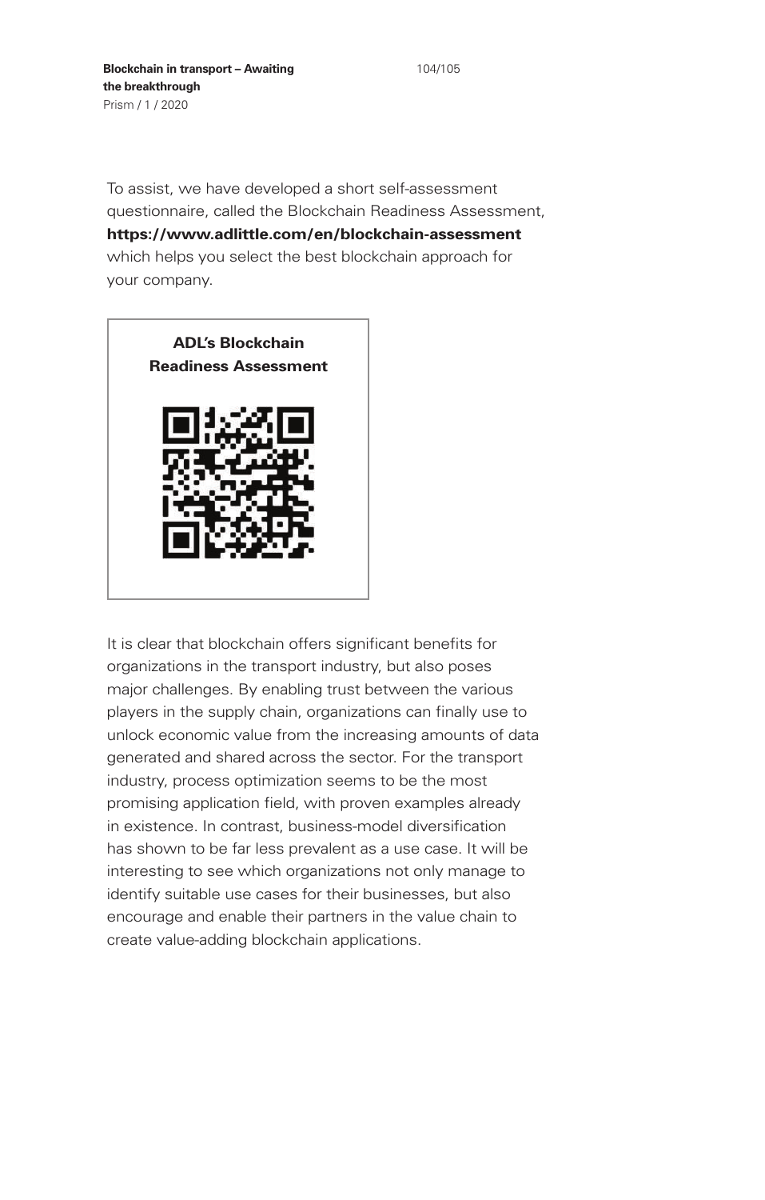To assist, we have developed a short self-assessment questionnaire, called the Blockchain Readiness Assessment, **https://www.adlittle.com/en/blockchain-assessment** which helps you select the best blockchain approach for your company.

**ADL's Blockchain Readiness Assessment**

It is clear that blockchain offers significant benefits for organizations in the transport industry, but also poses major challenges. By enabling trust between the various players in the supply chain, organizations can finally use to unlock economic value from the increasing amounts of data generated and shared across the sector. For the transport industry, process optimization seems to be the most promising application field, with proven examples already in existence. In contrast, business-model diversification has shown to be far less prevalent as a use case. It will be interesting to see which organizations not only manage to identify suitable use cases for their businesses, but also encourage and enable their partners in the value chain to create value-adding blockchain applications.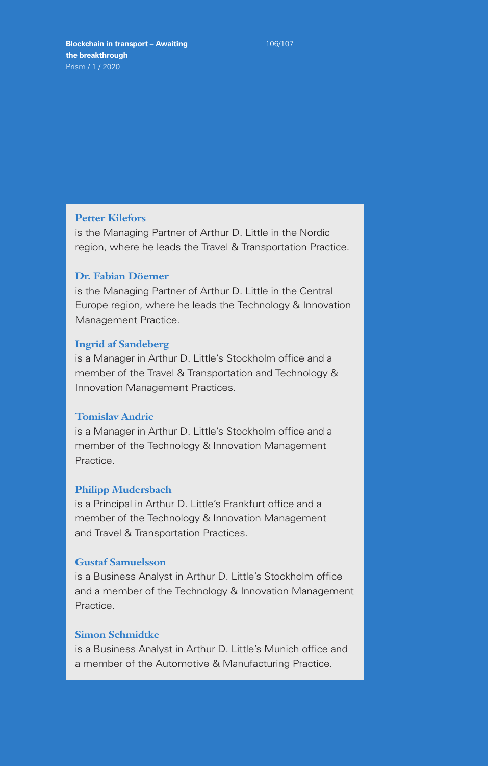**Petter Kilefors**
is the Managing Partner of Arthur D. Little in the Nordic region, where he leads the Travel & Transportation Practice.

**Dr. Fabian Döemer**
is the Managing Partner of Arthur D. Little in the Central Europe region, where he leads the Technology & Innovation Management Practice.

**Ingrid af Sandeberg**
is a Manager in Arthur D. Little's Stockholm office and a member of the Travel & Transportation and Technology & Innovation Management Practices.

**Tomislav Andric**
is a Manager in Arthur D. Little's Stockholm office and a member of the Technology & Innovation Management Practice.

**Philipp Mudersbach**
is a Principal in Arthur D. Little's Frankfurt office and a member of the Technology & Innovation Management and Travel & Transportation Practices.

**Gustaf Samuelsson**
is a Business Analyst in Arthur D. Little's Stockholm office and a member of the Technology & Innovation Management Practice.

**Simon Schmidtke**
is a Business Analyst in Arthur D. Little's Munich office and a member of the Automotive & Manufacturing Practice.